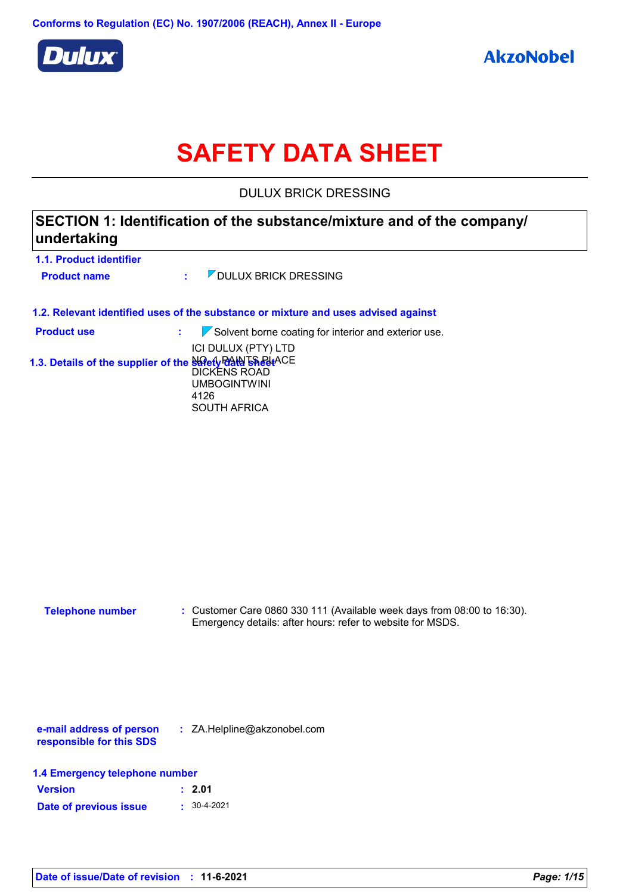Conforms to Regulation (EC) No. 1907/2006 (REACH), Annex II - Europe

Dulux

AkzoNobel

# SAFETY DATA SHEET

DULUX BRICK DRESSING

## SECTION 1: Identification of the substance/mixture and of the company/ undertaking

### 1.1. Product identifier

**Product name** : DULUX BRICK DRESSING

### 1.2. Relevant identified uses of the substance or mixture and uses advised against

**Product use** : Solvent borne coating for interior and exterior use.

### 1.3. Details of the supplier of the safety data sheet

ICI DULUX (PTY) LTD
NO. 1 PAINTS PLACE
DICKENS ROAD
UMBOGINTWINI
4126
SOUTH AFRICA

**Telephone number** : Customer Care 0860 330 111 (Available week days from 08:00 to 16:30).
Emergency details: after hours: refer to website for MSDS.

**e-mail address of person responsible for this SDS** : ZA.Helpline@akzonobel.com

### 1.4 Emergency telephone number

**Version** : **2.01**

**Date of previous issue** : 30-4-2021

**Date of issue/Date of revision** : **11-6-2021**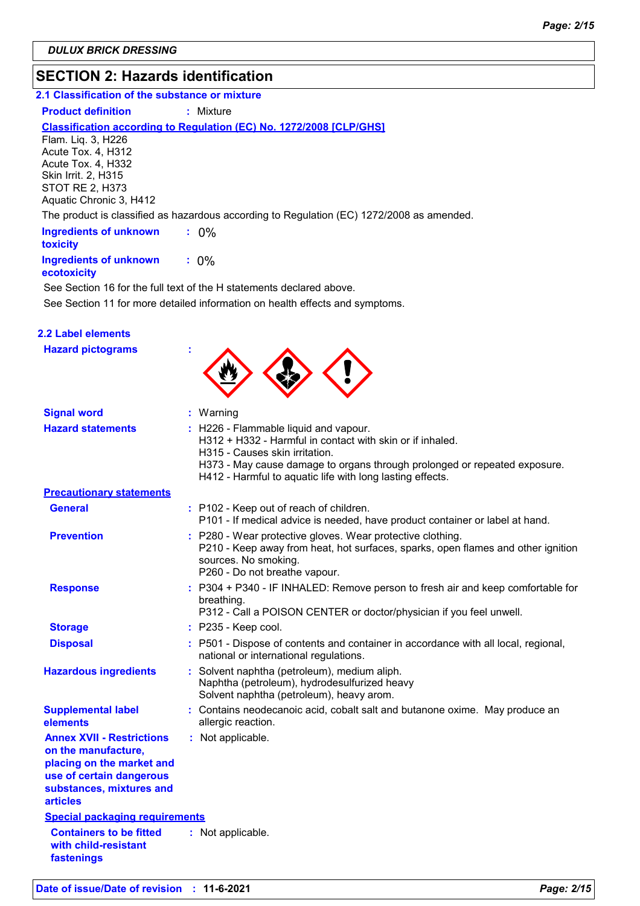## SECTION 2: Hazards identification

### 2.1 Classification of the substance or mixture

**Product definition** : Mixture

**Classification according to Regulation (EC) No. 1272/2008 [CLP/GHS]**

Flam. Liq. 3, H226
Acute Tox. 4, H312
Acute Tox. 4, H332
Skin Irrit. 2, H315
STOT RE 2, H373
Aquatic Chronic 3, H412

The product is classified as hazardous according to Regulation (EC) 1272/2008 as amended.

**Ingredients of unknown toxicity** : 0%

**Ingredients of unknown ecotoxicity** : 0%

See Section 16 for the full text of the H statements declared above.

See Section 11 for more detailed information on health effects and symptoms.

### 2.2 Label elements

**Hazard pictograms** :

**Signal word** : Warning

**Hazard statements** :
H226 - Flammable liquid and vapour.
H312 + H332 - Harmful in contact with skin or if inhaled.
H315 - Causes skin irritation.
H373 - May cause damage to organs through prolonged or repeated exposure.
H412 - Harmful to aquatic life with long lasting effects.

**Precautionary statements**

**General** :
P102 - Keep out of reach of children.
P101 - If medical advice is needed, have product container or label at hand.

**Prevention** :
P280 - Wear protective gloves. Wear protective clothing.
P210 - Keep away from heat, hot surfaces, sparks, open flames and other ignition sources. No smoking.
P260 - Do not breathe vapour.

**Response** :
P304 + P340 - IF INHALED: Remove person to fresh air and keep comfortable for breathing.
P312 - Call a POISON CENTER or doctor/physician if you feel unwell.

**Storage** : P235 - Keep cool.

**Disposal** : P501 - Dispose of contents and container in accordance with all local, regional, national or international regulations.

**Hazardous ingredients** :
Solvent naphtha (petroleum), medium aliph.
Naphtha (petroleum), hydrodesulfurized heavy
Solvent naphtha (petroleum), heavy arom.

**Supplemental label elements** : Contains neodecanoic acid, cobalt salt and butanone oxime. May produce an allergic reaction.

**Annex XVII - Restrictions on the manufacture, placing on the market and use of certain dangerous substances, mixtures and articles** : Not applicable.

**Special packaging requirements**

**Containers to be fitted with child-resistant fastenings** : Not applicable.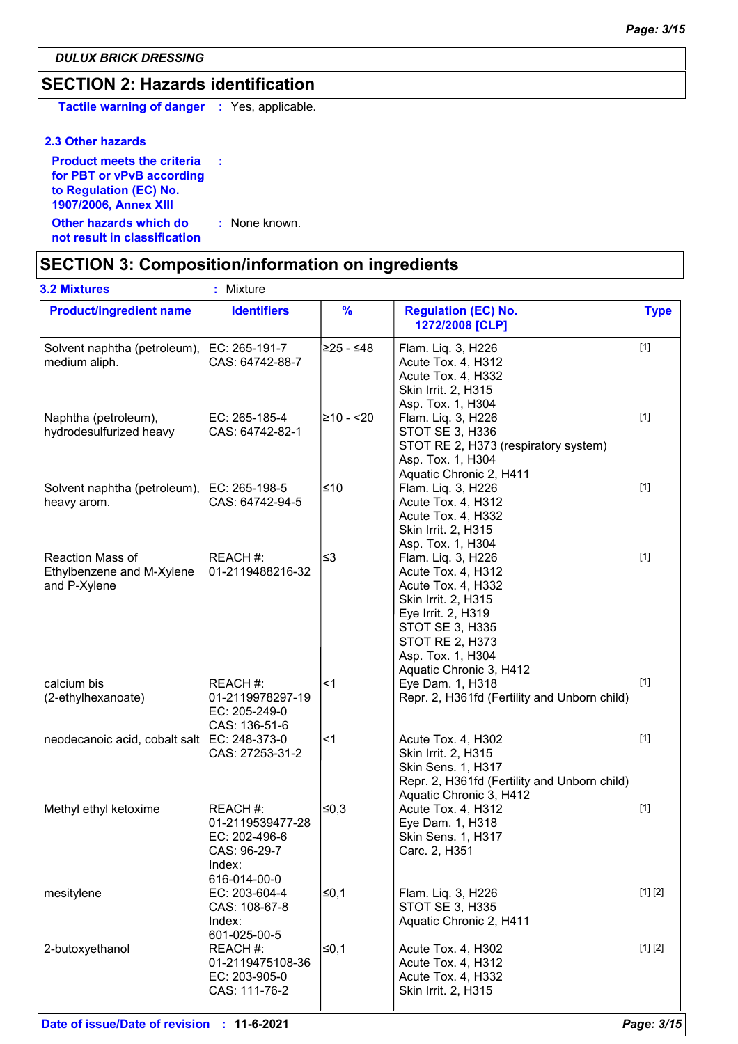## SECTION 2: Hazards identification

**Tactile warning of danger** : Yes, applicable.

### 2.3 Other hazards

**Product meets the criteria for PBT or vPvB according to Regulation (EC) No. 1907/2006, Annex XIII** :

**Other hazards which do not result in classification** : None known.

## SECTION 3: Composition/information on ingredients

**3.2 Mixtures** : Mixture

| Product/ingredient name | Identifiers | % | Regulation (EC) No. 1272/2008 [CLP] | Type |
|---|---|---|---|---|
| Solvent naphtha (petroleum), medium aliph. | EC: 265-191-7<br>CAS: 64742-88-7 | ≥25 - ≤48 | Flam. Liq. 3, H226<br>Acute Tox. 4, H312<br>Acute Tox. 4, H332<br>Skin Irrit. 2, H315<br>Asp. Tox. 1, H304 | [1] |
| Naphtha (petroleum), hydrodesulfurized heavy | EC: 265-185-4<br>CAS: 64742-82-1 | ≥10 - <20 | Flam. Liq. 3, H226<br>STOT SE 3, H336<br>STOT RE 2, H373 (respiratory system)<br>Asp. Tox. 1, H304<br>Aquatic Chronic 2, H411 | [1] |
| Solvent naphtha (petroleum), heavy arom. | EC: 265-198-5<br>CAS: 64742-94-5 | ≤10 | Flam. Liq. 3, H226<br>Acute Tox. 4, H312<br>Acute Tox. 4, H332<br>Skin Irrit. 2, H315<br>Asp. Tox. 1, H304 | [1] |
| Reaction Mass of Ethylbenzene and M-Xylene and P-Xylene | REACH #:<br>01-2119488216-32 | ≤3 | Flam. Liq. 3, H226<br>Acute Tox. 4, H312<br>Acute Tox. 4, H332<br>Skin Irrit. 2, H315<br>Eye Irrit. 2, H319<br>STOT SE 3, H335<br>STOT RE 2, H373<br>Asp. Tox. 1, H304<br>Aquatic Chronic 3, H412 | [1] |
| calcium bis (2-ethylhexanoate) | REACH #:<br>01-2119978297-19<br>EC: 205-249-0<br>CAS: 136-51-6 | <1 | Eye Dam. 1, H318<br>Repr. 2, H361fd (Fertility and Unborn child) | [1] |
| neodecanoic acid, cobalt salt | EC: 248-373-0<br>CAS: 27253-31-2 | <1 | Acute Tox. 4, H302<br>Skin Irrit. 2, H315<br>Skin Sens. 1, H317<br>Repr. 2, H361fd (Fertility and Unborn child)<br>Aquatic Chronic 3, H412 | [1] |
| Methyl ethyl ketoxime | REACH #:<br>01-2119539477-28<br>EC: 202-496-6<br>CAS: 96-29-7<br>Index:<br>616-014-00-0 | ≤0,3 | Acute Tox. 4, H312<br>Eye Dam. 1, H318<br>Skin Sens. 1, H317<br>Carc. 2, H351 | [1] |
| mesitylene | EC: 203-604-4<br>CAS: 108-67-8<br>Index:<br>601-025-00-5 | ≤0,1 | Flam. Liq. 3, H226<br>STOT SE 3, H335<br>Aquatic Chronic 2, H411 | [1] [2] |
| 2-butoxyethanol | REACH #:<br>01-2119475108-36<br>EC: 203-905-0<br>CAS: 111-76-2 | ≤0,1 | Acute Tox. 4, H302<br>Acute Tox. 4, H312<br>Acute Tox. 4, H332<br>Skin Irrit. 2, H315 | [1] [2] |

**Date of issue/Date of revision** : **11-6-2021**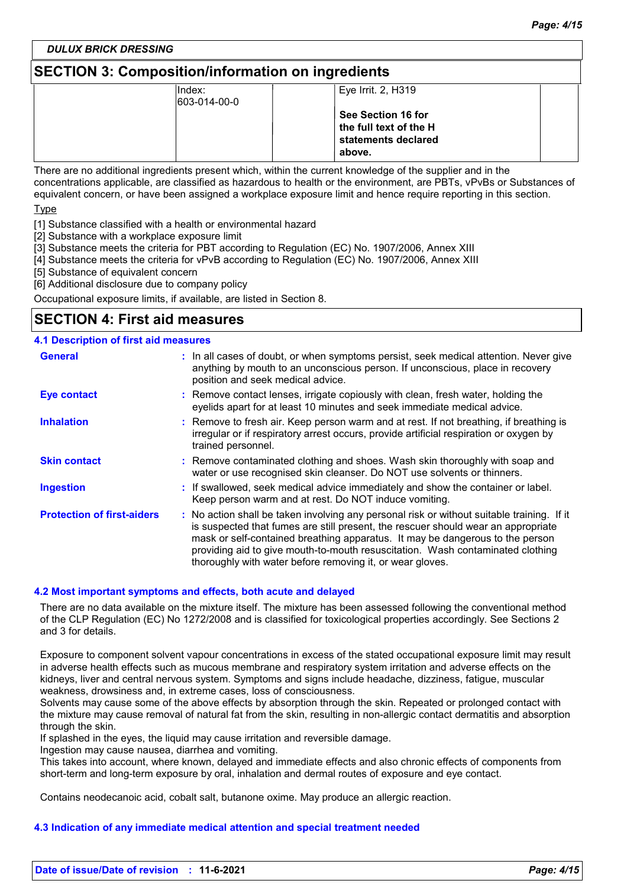## SECTION 3: Composition/information on ingredients

| | | | | |
|---|---|---|---|---|
| | Index: 603-014-00-0 | | Eye Irrit. 2, H319<br><br>**See Section 16 for the full text of the H statements declared above.** | |

There are no additional ingredients present which, within the current knowledge of the supplier and in the concentrations applicable, are classified as hazardous to health or the environment, are PBTs, vPvBs or Substances of equivalent concern, or have been assigned a workplace exposure limit and hence require reporting in this section.

Type

[1] Substance classified with a health or environmental hazard
[2] Substance with a workplace exposure limit
[3] Substance meets the criteria for PBT according to Regulation (EC) No. 1907/2006, Annex XIII
[4] Substance meets the criteria for vPvB according to Regulation (EC) No. 1907/2006, Annex XIII
[5] Substance of equivalent concern
[6] Additional disclosure due to company policy

Occupational exposure limits, if available, are listed in Section 8.

## SECTION 4: First aid measures

### 4.1 Description of first aid measures

**General** : In all cases of doubt, or when symptoms persist, seek medical attention. Never give anything by mouth to an unconscious person. If unconscious, place in recovery position and seek medical advice.

**Eye contact** : Remove contact lenses, irrigate copiously with clean, fresh water, holding the eyelids apart for at least 10 minutes and seek immediate medical advice.

**Inhalation** : Remove to fresh air. Keep person warm and at rest. If not breathing, if breathing is irregular or if respiratory arrest occurs, provide artificial respiration or oxygen by trained personnel.

**Skin contact** : Remove contaminated clothing and shoes. Wash skin thoroughly with soap and water or use recognised skin cleanser. Do NOT use solvents or thinners.

**Ingestion** : If swallowed, seek medical advice immediately and show the container or label. Keep person warm and at rest. Do NOT induce vomiting.

**Protection of first-aiders** : No action shall be taken involving any personal risk or without suitable training. If it is suspected that fumes are still present, the rescuer should wear an appropriate mask or self-contained breathing apparatus. It may be dangerous to the person providing aid to give mouth-to-mouth resuscitation. Wash contaminated clothing thoroughly with water before removing it, or wear gloves.

### 4.2 Most important symptoms and effects, both acute and delayed

There are no data available on the mixture itself. The mixture has been assessed following the conventional method of the CLP Regulation (EC) No 1272/2008 and is classified for toxicological properties accordingly. See Sections 2 and 3 for details.

Exposure to component solvent vapour concentrations in excess of the stated occupational exposure limit may result in adverse health effects such as mucous membrane and respiratory system irritation and adverse effects on the kidneys, liver and central nervous system. Symptoms and signs include headache, dizziness, fatigue, muscular weakness, drowsiness and, in extreme cases, loss of consciousness.
Solvents may cause some of the above effects by absorption through the skin. Repeated or prolonged contact with the mixture may cause removal of natural fat from the skin, resulting in non-allergic contact dermatitis and absorption through the skin.
If splashed in the eyes, the liquid may cause irritation and reversible damage.
Ingestion may cause nausea, diarrhea and vomiting.
This takes into account, where known, delayed and immediate effects and also chronic effects of components from short-term and long-term exposure by oral, inhalation and dermal routes of exposure and eye contact.

Contains neodecanoic acid, cobalt salt, butanone oxime. May produce an allergic reaction.

### 4.3 Indication of any immediate medical attention and special treatment needed

**Date of issue/Date of revision** : **11-6-2021**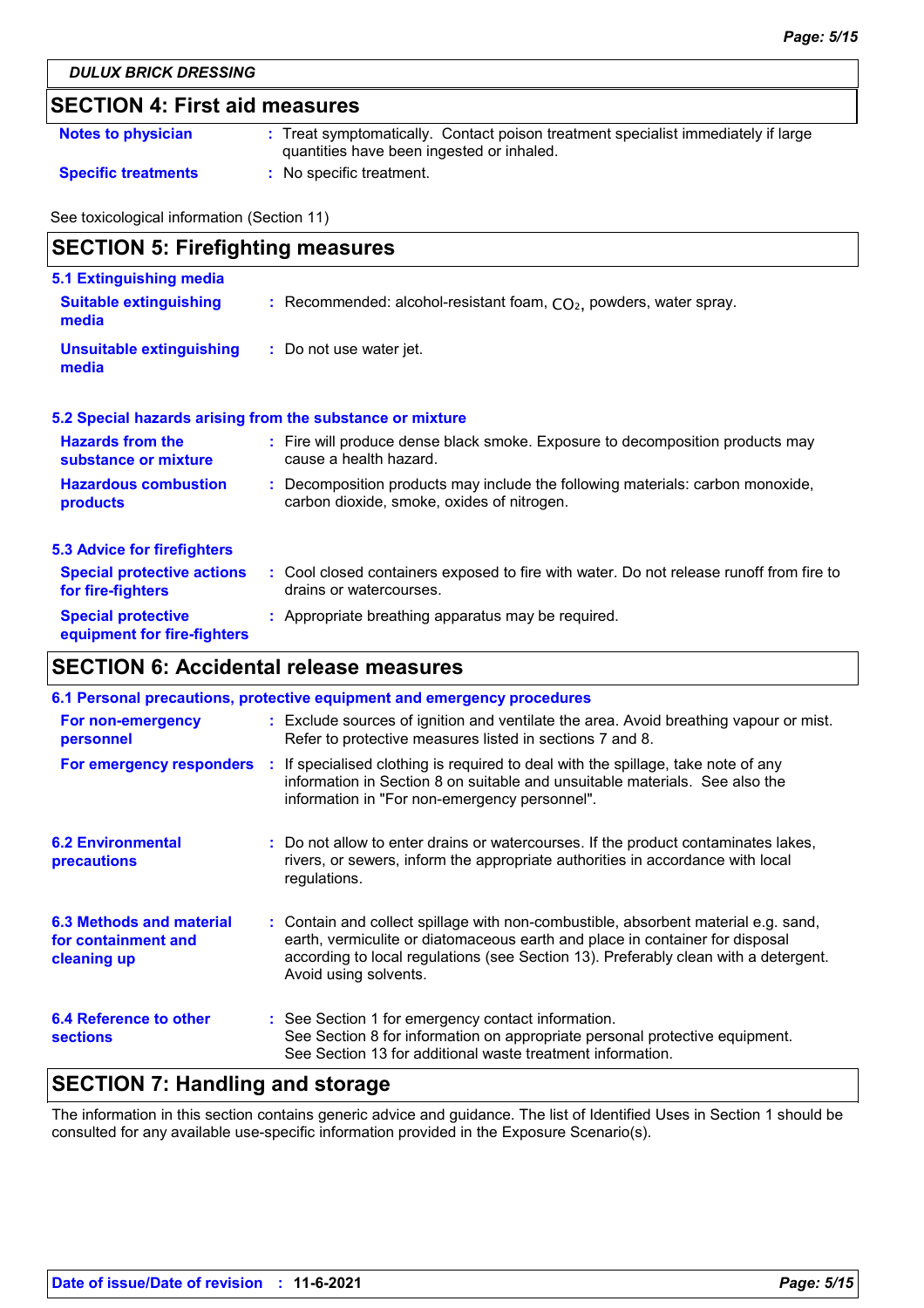## SECTION 4: First aid measures

| | |
|---|---|
| **Notes to physician** | : Treat symptomatically. Contact poison treatment specialist immediately if large quantities have been ingested or inhaled. |
| **Specific treatments** | : No specific treatment. |

See toxicological information (Section 11)

## SECTION 5: Firefighting measures

### 5.1 Extinguishing media

| | |
|---|---|
| **Suitable extinguishing media** | : Recommended: alcohol-resistant foam, $CO_2$, powders, water spray. |
| **Unsuitable extinguishing media** | : Do not use water jet. |

### 5.2 Special hazards arising from the substance or mixture

| | |
|---|---|
| **Hazards from the substance or mixture** | : Fire will produce dense black smoke. Exposure to decomposition products may cause a health hazard. |
| **Hazardous combustion products** | : Decomposition products may include the following materials: carbon monoxide, carbon dioxide, smoke, oxides of nitrogen. |

### 5.3 Advice for firefighters

| | |
|---|---|
| **Special protective actions for fire-fighters** | : Cool closed containers exposed to fire with water. Do not release runoff from fire to drains or watercourses. |
| **Special protective equipment for fire-fighters** | : Appropriate breathing apparatus may be required. |

## SECTION 6: Accidental release measures

### 6.1 Personal precautions, protective equipment and emergency procedures

| | |
|---|---|
| **For non-emergency personnel** | : Exclude sources of ignition and ventilate the area. Avoid breathing vapour or mist. Refer to protective measures listed in sections 7 and 8. |
| **For emergency responders** | : If specialised clothing is required to deal with the spillage, take note of any information in Section 8 on suitable and unsuitable materials. See also the information in "For non-emergency personnel". |

| | |
|---|---|
| **6.2 Environmental precautions** | : Do not allow to enter drains or watercourses. If the product contaminates lakes, rivers, or sewers, inform the appropriate authorities in accordance with local regulations. |
| **6.3 Methods and material for containment and cleaning up** | : Contain and collect spillage with non-combustible, absorbent material e.g. sand, earth, vermiculite or diatomaceous earth and place in container for disposal according to local regulations (see Section 13). Preferably clean with a detergent. Avoid using solvents. |
| **6.4 Reference to other sections** | : See Section 1 for emergency contact information. See Section 8 for information on appropriate personal protective equipment. See Section 13 for additional waste treatment information. |

## SECTION 7: Handling and storage

The information in this section contains generic advice and guidance. The list of Identified Uses in Section 1 should be consulted for any available use-specific information provided in the Exposure Scenario(s).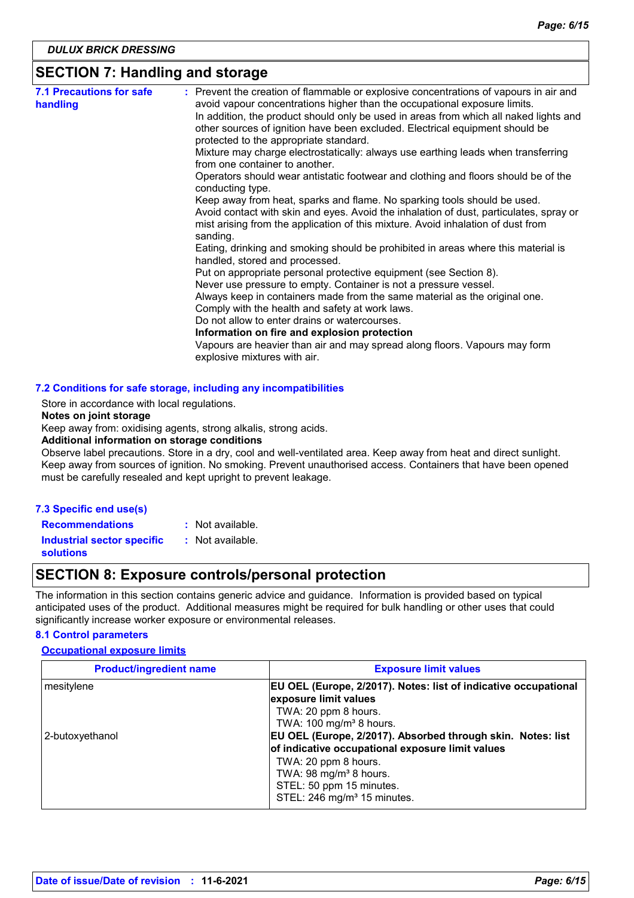## SECTION 7: Handling and storage

**7.1 Precautions for safe handling** : Prevent the creation of flammable or explosive concentrations of vapours in air and avoid vapour concentrations higher than the occupational exposure limits.
In addition, the product should only be used in areas from which all naked lights and other sources of ignition have been excluded. Electrical equipment should be protected to the appropriate standard.
Mixture may charge electrostatically: always use earthing leads when transferring from one container to another.
Operators should wear antistatic footwear and clothing and floors should be of the conducting type.
Keep away from heat, sparks and flame. No sparking tools should be used.
Avoid contact with skin and eyes. Avoid the inhalation of dust, particulates, spray or mist arising from the application of this mixture. Avoid inhalation of dust from sanding.
Eating, drinking and smoking should be prohibited in areas where this material is handled, stored and processed.
Put on appropriate personal protective equipment (see Section 8).
Never use pressure to empty. Container is not a pressure vessel.
Always keep in containers made from the same material as the original one.
Comply with the health and safety at work laws.
Do not allow to enter drains or watercourses.
**Information on fire and explosion protection**
Vapours are heavier than air and may spread along floors. Vapours may form explosive mixtures with air.

**7.2 Conditions for safe storage, including any incompatibilities**

Store in accordance with local regulations.
**Notes on joint storage**
Keep away from: oxidising agents, strong alkalis, strong acids.
**Additional information on storage conditions**
Observe label precautions. Store in a dry, cool and well-ventilated area. Keep away from heat and direct sunlight. Keep away from sources of ignition. No smoking. Prevent unauthorised access. Containers that have been opened must be carefully resealed and kept upright to prevent leakage.

**7.3 Specific end use(s)**

**Recommendations** : Not available.
**Industrial sector specific solutions** : Not available.

## SECTION 8: Exposure controls/personal protection

The information in this section contains generic advice and guidance. Information is provided based on typical anticipated uses of the product. Additional measures might be required for bulk handling or other uses that could significantly increase worker exposure or environmental releases.

**8.1 Control parameters**

**Occupational exposure limits**

| Product/ingredient name | Exposure limit values |
|---|---|
| mesitylene | **EU OEL (Europe, 2/2017). Notes: list of indicative occupational exposure limit values**<br>TWA: 20 ppm 8 hours.<br>TWA: 100 mg/m³ 8 hours. |
| 2-butoxyethanol | **EU OEL (Europe, 2/2017). Absorbed through skin. Notes: list of indicative occupational exposure limit values**<br>TWA: 20 ppm 8 hours.<br>TWA: 98 mg/m³ 8 hours.<br>STEL: 50 ppm 15 minutes.<br>STEL: 246 mg/m³ 15 minutes. |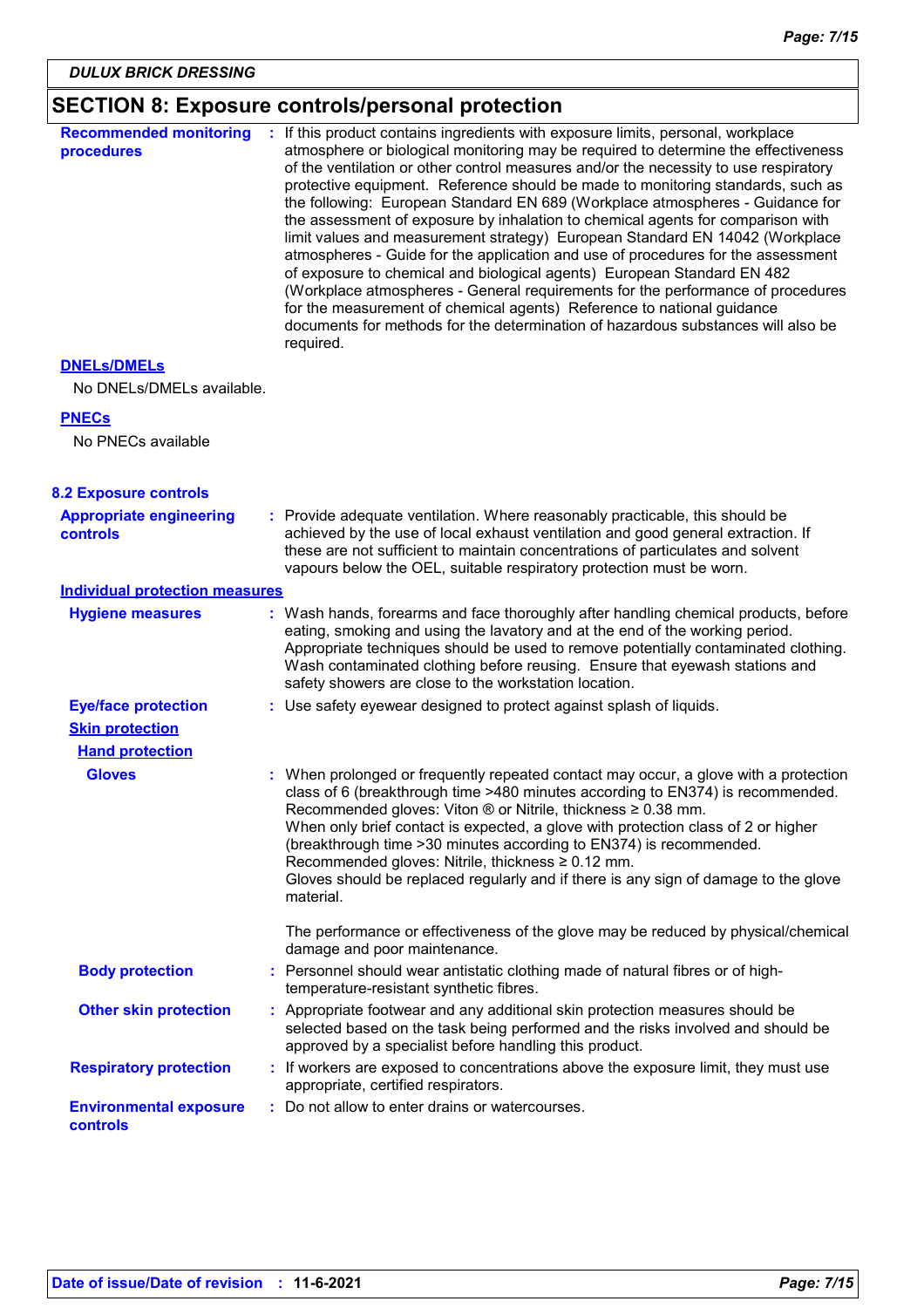## SECTION 8: Exposure controls/personal protection

**Recommended monitoring procedures** : If this product contains ingredients with exposure limits, personal, workplace atmosphere or biological monitoring may be required to determine the effectiveness of the ventilation or other control measures and/or the necessity to use respiratory protective equipment. Reference should be made to monitoring standards, such as the following: European Standard EN 689 (Workplace atmospheres - Guidance for the assessment of exposure by inhalation to chemical agents for comparison with limit values and measurement strategy) European Standard EN 14042 (Workplace atmospheres - Guide for the application and use of procedures for the assessment of exposure to chemical and biological agents) European Standard EN 482 (Workplace atmospheres - General requirements for the performance of procedures for the measurement of chemical agents) Reference to national guidance documents for methods for the determination of hazardous substances will also be required.

**DNELs/DMELs**

No DNELs/DMELs available.

**PNECs**

No PNECs available

### 8.2 Exposure controls

**Appropriate engineering controls** : Provide adequate ventilation. Where reasonably practicable, this should be achieved by the use of local exhaust ventilation and good general extraction. If these are not sufficient to maintain concentrations of particulates and solvent vapours below the OEL, suitable respiratory protection must be worn.

**Individual protection measures**

**Hygiene measures** : Wash hands, forearms and face thoroughly after handling chemical products, before eating, smoking and using the lavatory and at the end of the working period. Appropriate techniques should be used to remove potentially contaminated clothing. Wash contaminated clothing before reusing. Ensure that eyewash stations and safety showers are close to the workstation location.

**Eye/face protection** : Use safety eyewear designed to protect against splash of liquids.

**Skin protection**

**Hand protection**

**Gloves** : When prolonged or frequently repeated contact may occur, a glove with a protection class of 6 (breakthrough time >480 minutes according to EN374) is recommended. Recommended gloves: Viton ® or Nitrile, thickness ≥ 0.38 mm.
When only brief contact is expected, a glove with protection class of 2 or higher (breakthrough time >30 minutes according to EN374) is recommended. Recommended gloves: Nitrile, thickness ≥ 0.12 mm.
Gloves should be replaced regularly and if there is any sign of damage to the glove material.

The performance or effectiveness of the glove may be reduced by physical/chemical damage and poor maintenance.

**Body protection** : Personnel should wear antistatic clothing made of natural fibres or of high-temperature-resistant synthetic fibres.

**Other skin protection** : Appropriate footwear and any additional skin protection measures should be selected based on the task being performed and the risks involved and should be approved by a specialist before handling this product.

**Respiratory protection** : If workers are exposed to concentrations above the exposure limit, they must use appropriate, certified respirators.

**Environmental exposure controls** : Do not allow to enter drains or watercourses.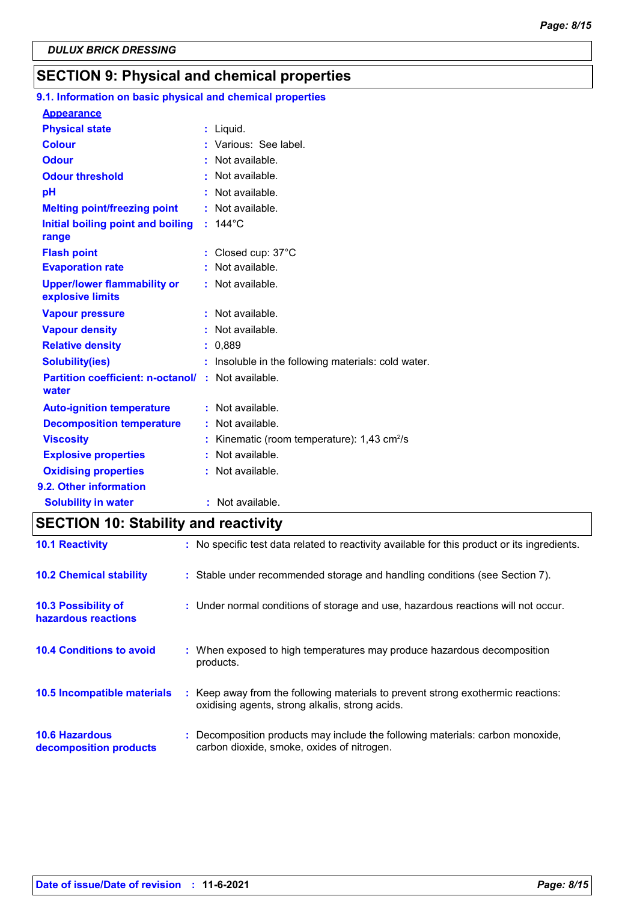## SECTION 9: Physical and chemical properties

### 9.1. Information on basic physical and chemical properties

**Appearance**

| | | |
|---|---|---|
| **Physical state** | : | Liquid. |
| **Colour** | : | Various: See label. |
| **Odour** | : | Not available. |
| **Odour threshold** | : | Not available. |
| **pH** | : | Not available. |
| **Melting point/freezing point** | : | Not available. |
| **Initial boiling point and boiling range** | : | 144°C |
| **Flash point** | : | Closed cup: 37°C |
| **Evaporation rate** | : | Not available. |
| **Upper/lower flammability or explosive limits** | : | Not available. |
| **Vapour pressure** | : | Not available. |
| **Vapour density** | : | Not available. |
| **Relative density** | : | 0,889 |
| **Solubility(ies)** | : | Insoluble in the following materials: cold water. |
| **Partition coefficient: n-octanol/ water** | : | Not available. |
| **Auto-ignition temperature** | : | Not available. |
| **Decomposition temperature** | : | Not available. |
| **Viscosity** | : | Kinematic (room temperature): 1,43 $cm^2/s$ |
| **Explosive properties** | : | Not available. |
| **Oxidising properties** | : | Not available. |

### 9.2. Other information

| | | |
|---|---|---|
| **Solubility in water** | : | Not available. |

## SECTION 10: Stability and reactivity

| | | |
|---|---|---|
| **10.1 Reactivity** | : | No specific test data related to reactivity available for this product or its ingredients. |
| **10.2 Chemical stability** | : | Stable under recommended storage and handling conditions (see Section 7). |
| **10.3 Possibility of hazardous reactions** | : | Under normal conditions of storage and use, hazardous reactions will not occur. |
| **10.4 Conditions to avoid** | : | When exposed to high temperatures may produce hazardous decomposition products. |
| **10.5 Incompatible materials** | : | Keep away from the following materials to prevent strong exothermic reactions: oxidising agents, strong alkalis, strong acids. |
| **10.6 Hazardous decomposition products** | : | Decomposition products may include the following materials: carbon monoxide, carbon dioxide, smoke, oxides of nitrogen. |

**Date of issue/Date of revision** : **11-6-2021**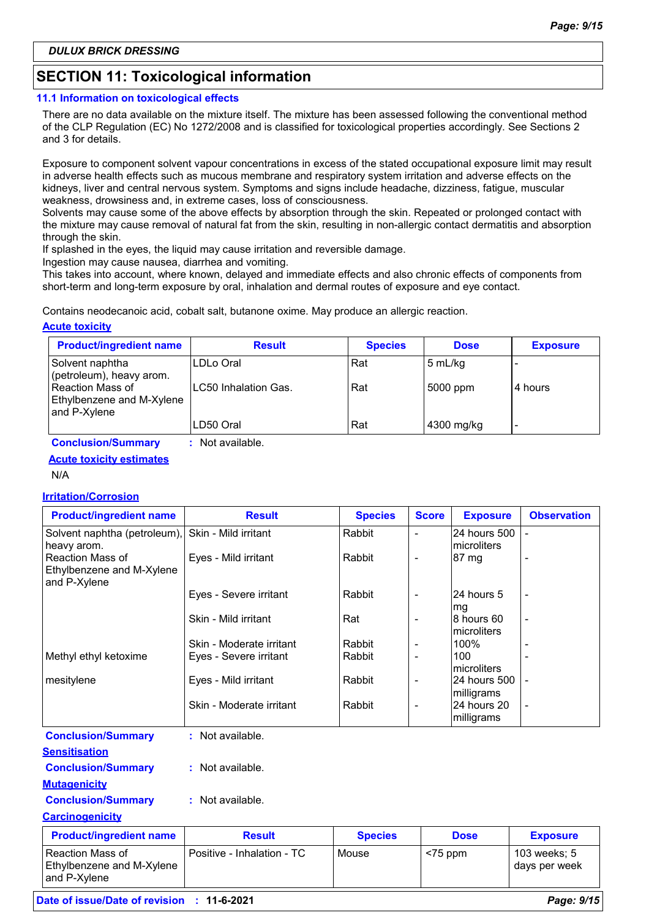## SECTION 11: Toxicological information

### 11.1 Information on toxicological effects

There are no data available on the mixture itself. The mixture has been assessed following the conventional method of the CLP Regulation (EC) No 1272/2008 and is classified for toxicological properties accordingly. See Sections 2 and 3 for details.

Exposure to component solvent vapour concentrations in excess of the stated occupational exposure limit may result in adverse health effects such as mucous membrane and respiratory system irritation and adverse effects on the kidneys, liver and central nervous system. Symptoms and signs include headache, dizziness, fatigue, muscular weakness, drowsiness and, in extreme cases, loss of consciousness.
Solvents may cause some of the above effects by absorption through the skin. Repeated or prolonged contact with the mixture may cause removal of natural fat from the skin, resulting in non-allergic contact dermatitis and absorption through the skin.
If splashed in the eyes, the liquid may cause irritation and reversible damage.
Ingestion may cause nausea, diarrhea and vomiting.
This takes into account, where known, delayed and immediate effects and also chronic effects of components from short-term and long-term exposure by oral, inhalation and dermal routes of exposure and eye contact.

Contains neodecanoic acid, cobalt salt, butanone oxime. May produce an allergic reaction.

**Acute toxicity**

| Product/ingredient name | Result | Species | Dose | Exposure |
|---|---|---|---|---|
| Solvent naphtha (petroleum), heavy arom. | LDLo Oral | Rat | 5 mL/kg | - |
| Reaction Mass of Ethylbenzene and M-Xylene and P-Xylene | LC50 Inhalation Gas. | Rat | 5000 ppm | 4 hours |
| | LD50 Oral | Rat | 4300 mg/kg | - |

**Conclusion/Summary** : Not available.

**Acute toxicity estimates**

N/A

**Irritation/Corrosion**

| Product/ingredient name | Result | Species | Score | Exposure | Observation |
|---|---|---|---|---|---|
| Solvent naphtha (petroleum), heavy arom. | Skin - Mild irritant | Rabbit | - | 24 hours 500 microliters | - |
| Reaction Mass of Ethylbenzene and M-Xylene and P-Xylene | Eyes - Mild irritant | Rabbit | - | 87 mg | - |
| | Eyes - Severe irritant | Rabbit | - | 24 hours 5 mg | - |
| | Skin - Mild irritant | Rat | - | 8 hours 60 microliters | - |
| | Skin - Moderate irritant | Rabbit | - | 100% | - |
| Methyl ethyl ketoxime | Eyes - Severe irritant | Rabbit | - | 100 microliters | - |
| mesitylene | Eyes - Mild irritant | Rabbit | - | 24 hours 500 milligrams | - |
| | Skin - Moderate irritant | Rabbit | - | 24 hours 20 milligrams | - |

**Conclusion/Summary** : Not available.

**Sensitisation**

**Conclusion/Summary** : Not available.

**Mutagenicity**

**Conclusion/Summary** : Not available.

**Carcinogenicity**

| Product/ingredient name | Result | Species | Dose | Exposure |
|---|---|---|---|---|
| Reaction Mass of Ethylbenzene and M-Xylene and P-Xylene | Positive - Inhalation - TC | Mouse | <75 ppm | 103 weeks; 5 days per week |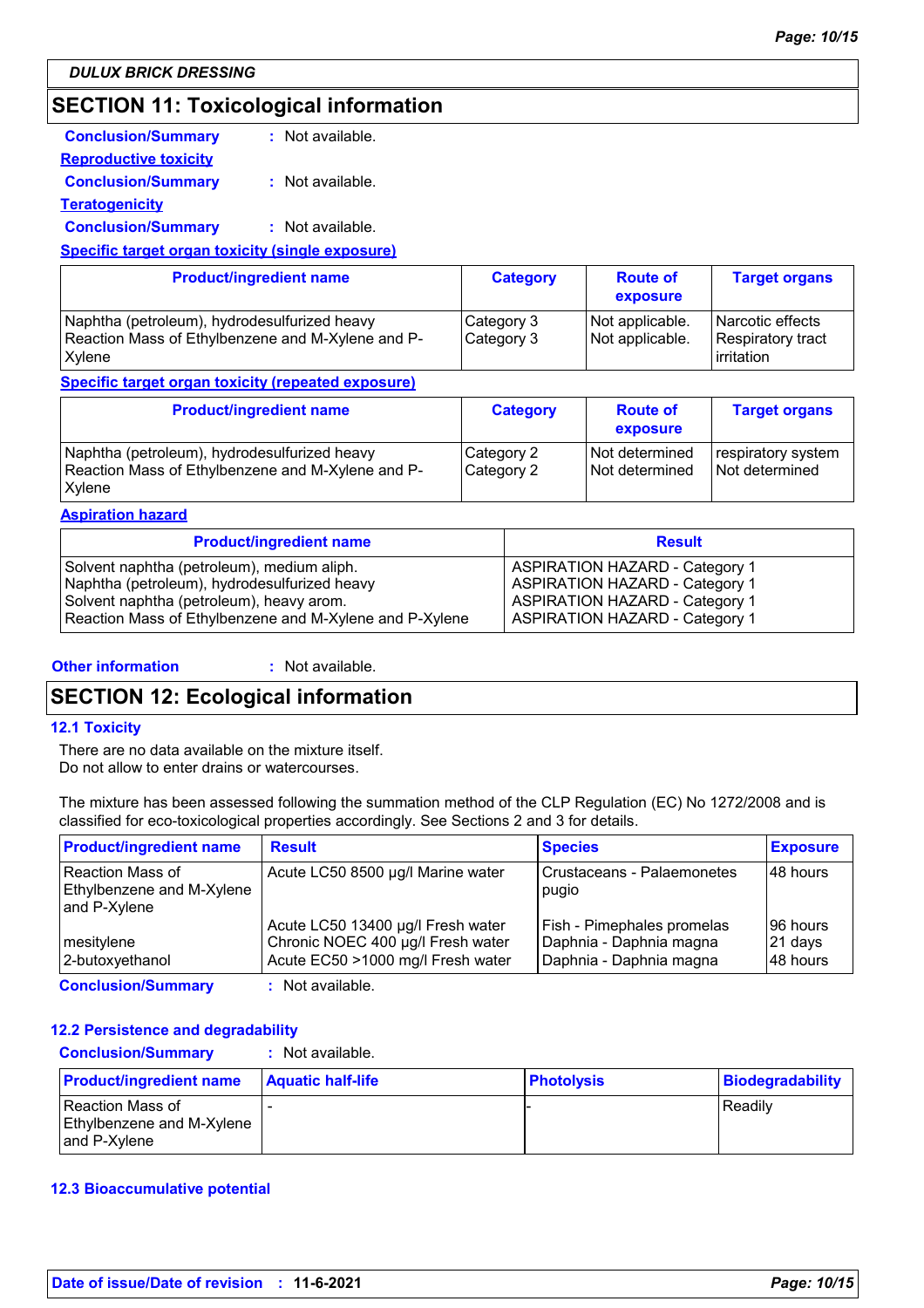**DULUX BRICK DRESSING**

## SECTION 11: Toxicological information

**Conclusion/Summary** : Not available.

**Reproductive toxicity**

**Conclusion/Summary** : Not available.

**Teratogenicity**

**Conclusion/Summary** : Not available.

**Specific target organ toxicity (single exposure)**

| Product/ingredient name | Category | Route of exposure | Target organs |
|---|---|---|---|
| Naphtha (petroleum), hydrodesulfurized heavy | Category 3 | Not applicable. | Narcotic effects |
| Reaction Mass of Ethylbenzene and M-Xylene and P-Xylene | Category 3 | Not applicable. | Respiratory tract irritation |

**Specific target organ toxicity (repeated exposure)**

| Product/ingredient name | Category | Route of exposure | Target organs |
|---|---|---|---|
| Naphtha (petroleum), hydrodesulfurized heavy | Category 2 | Not determined | respiratory system |
| Reaction Mass of Ethylbenzene and M-Xylene and P-Xylene | Category 2 | Not determined | Not determined |

**Aspiration hazard**

| Product/ingredient name | Result |
|---|---|
| Solvent naphtha (petroleum), medium aliph. | ASPIRATION HAZARD - Category 1 |
| Naphtha (petroleum), hydrodesulfurized heavy | ASPIRATION HAZARD - Category 1 |
| Solvent naphtha (petroleum), heavy arom. | ASPIRATION HAZARD - Category 1 |
| Reaction Mass of Ethylbenzene and M-Xylene and P-Xylene | ASPIRATION HAZARD - Category 1 |

**Other information** : Not available.

## SECTION 12: Ecological information

### 12.1 Toxicity

There are no data available on the mixture itself.
Do not allow to enter drains or watercourses.

The mixture has been assessed following the summation method of the CLP Regulation (EC) No 1272/2008 and is classified for eco-toxicological properties accordingly. See Sections 2 and 3 for details.

| Product/ingredient name | Result | Species | Exposure |
|---|---|---|---|
| Reaction Mass of Ethylbenzene and M-Xylene and P-Xylene | Acute LC50 8500 µg/l Marine water | Crustaceans - Palaemonetes pugio | 48 hours |
| | Acute LC50 13400 µg/l Fresh water | Fish - Pimephales promelas | 96 hours |
| mesitylene | Chronic NOEC 400 µg/l Fresh water | Daphnia - Daphnia magna | 21 days |
| 2-butoxyethanol | Acute EC50 >1000 mg/l Fresh water | Daphnia - Daphnia magna | 48 hours |

**Conclusion/Summary** : Not available.

### 12.2 Persistence and degradability

**Conclusion/Summary** : Not available.

| Product/ingredient name | Aquatic half-life | Photolysis | Biodegradability |
|---|---|---|---|
| Reaction Mass of Ethylbenzene and M-Xylene and P-Xylene | - | - | Readily |

### 12.3 Bioaccumulative potential

**Date of issue/Date of revision** : **11-6-2021**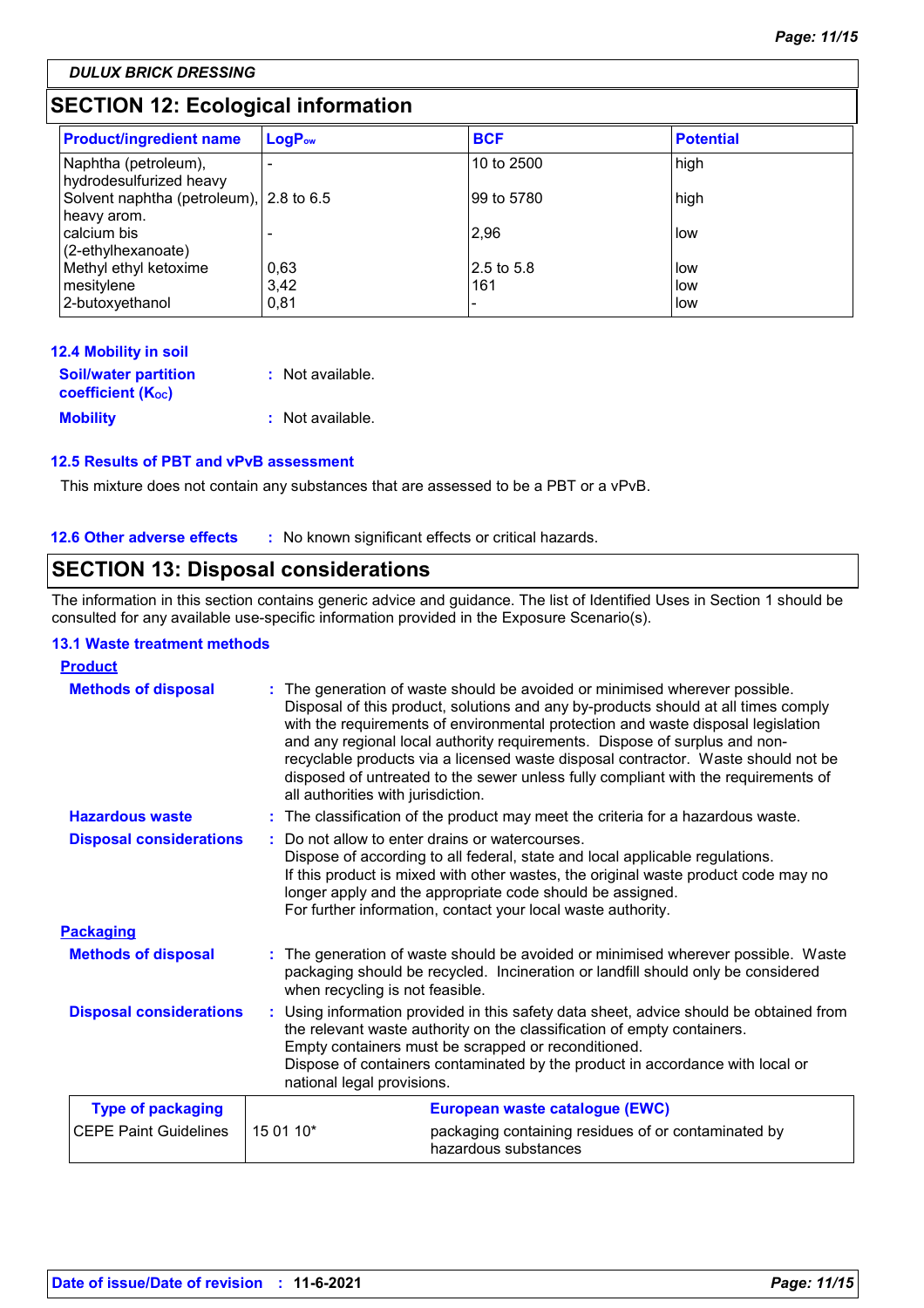DULUX BRICK DRESSING

## SECTION 12: Ecological information

| Product/ingredient name | $LogP_{ow}$ | BCF | Potential |
|---|---|---|---|
| Naphtha (petroleum), hydrodesulfurized heavy | - | 10 to 2500 | high |
| Solvent naphtha (petroleum), heavy arom. | 2.8 to 6.5 | 99 to 5780 | high |
| calcium bis (2-ethylhexanoate) | - | 2,96 | low |
| Methyl ethyl ketoxime | 0,63 | 2.5 to 5.8 | low |
| mesitylene | 3,42 | 161 | low |
| 2-butoxyethanol | 0,81 | - | low |

### 12.4 Mobility in soil

**Soil/water partition coefficient ($K_{OC}$)** : Not available.

**Mobility** : Not available.

### 12.5 Results of PBT and vPvB assessment

This mixture does not contain any substances that are assessed to be a PBT or a vPvB.

### 12.6 Other adverse effects

: No known significant effects or critical hazards.

## SECTION 13: Disposal considerations

The information in this section contains generic advice and guidance. The list of Identified Uses in Section 1 should be consulted for any available use-specific information provided in the Exposure Scenario(s).

### 13.1 Waste treatment methods

**Product**

**Methods of disposal** : The generation of waste should be avoided or minimised wherever possible. Disposal of this product, solutions and any by-products should at all times comply with the requirements of environmental protection and waste disposal legislation and any regional local authority requirements. Dispose of surplus and non-recyclable products via a licensed waste disposal contractor. Waste should not be disposed of untreated to the sewer unless fully compliant with the requirements of all authorities with jurisdiction.

**Hazardous waste** : The classification of the product may meet the criteria for a hazardous waste.

**Disposal considerations** : Do not allow to enter drains or watercourses.
Dispose of according to all federal, state and local applicable regulations.
If this product is mixed with other wastes, the original waste product code may no longer apply and the appropriate code should be assigned.
For further information, contact your local waste authority.

**Packaging**

**Methods of disposal** : The generation of waste should be avoided or minimised wherever possible. Waste packaging should be recycled. Incineration or landfill should only be considered when recycling is not feasible.

**Disposal considerations** : Using information provided in this safety data sheet, advice should be obtained from the relevant waste authority on the classification of empty containers.
Empty containers must be scrapped or reconditioned.
Dispose of containers contaminated by the product in accordance with local or national legal provisions.

| Type of packaging | European waste catalogue (EWC) | |
|---|---|---|
| CEPE Paint Guidelines | 15 01 10* | packaging containing residues of or contaminated by hazardous substances |

**Date of issue/Date of revision** : 11-6-2021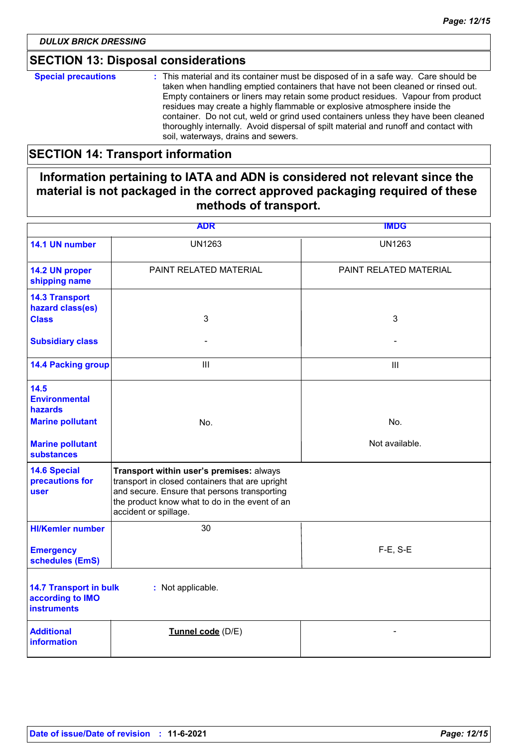*DULUX BRICK DRESSING*

## SECTION 13: Disposal considerations

**Special precautions** : This material and its container must be disposed of in a safe way. Care should be taken when handling emptied containers that have not been cleaned or rinsed out. Empty containers or liners may retain some product residues. Vapour from product residues may create a highly flammable or explosive atmosphere inside the container. Do not cut, weld or grind used containers unless they have been cleaned thoroughly internally. Avoid dispersal of spilt material and runoff and contact with soil, waterways, drains and sewers.

## SECTION 14: Transport information

**Information pertaining to IATA and ADN is considered not relevant since the material is not packaged in the correct approved packaging required of these methods of transport.**

| | ADR | IMDG |
|---|---|---|
| **14.1 UN number** | UN1263 | UN1263 |
| **14.2 UN proper shipping name** | PAINT RELATED MATERIAL | PAINT RELATED MATERIAL |
| **14.3 Transport hazard class(es) Class** | 3 | 3 |
| **Subsidiary class** | - | - |
| **14.4 Packing group** | III | III |
| **14.5 Environmental hazards Marine pollutant** | No. | No. |
| **Marine pollutant substances** | | Not available. |
| **14.6 Special precautions for user** | **Transport within user's premises:** always transport in closed containers that are upright and secure. Ensure that persons transporting the product know what to do in the event of an accident or spillage. | |
| **HI/Kemler number** | 30 | |
| **Emergency schedules (EmS)** | | F-E, S-E |
| **14.7 Transport in bulk according to IMO instruments** | : Not applicable. | |
| **Additional information** | **Tunnel code** (D/E) | - |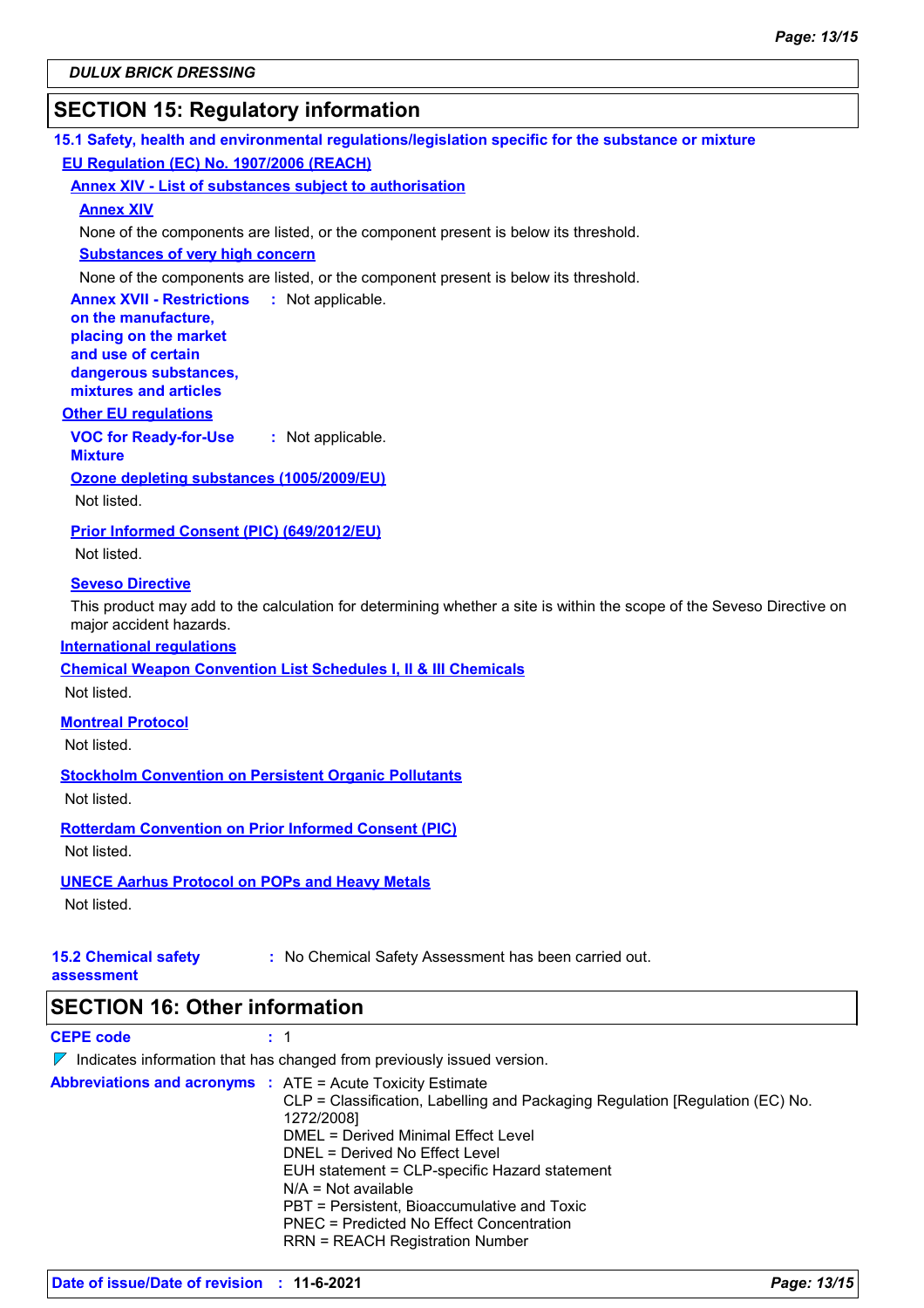## SECTION 15: Regulatory information

### 15.1 Safety, health and environmental regulations/legislation specific for the substance or mixture

**EU Regulation (EC) No. 1907/2006 (REACH)**

**Annex XIV - List of substances subject to authorisation**

**Annex XIV**

None of the components are listed, or the component present is below its threshold.

**Substances of very high concern**

None of the components are listed, or the component present is below its threshold.

**Annex XVII - Restrictions on the manufacture, placing on the market and use of certain dangerous substances, mixtures and articles** : Not applicable.

**Other EU regulations**

**VOC for Ready-for-Use Mixture** : Not applicable.

**Ozone depleting substances (1005/2009/EU)**

Not listed.

**Prior Informed Consent (PIC) (649/2012/EU)**

Not listed.

**Seveso Directive**

This product may add to the calculation for determining whether a site is within the scope of the Seveso Directive on major accident hazards.

**International regulations**

**Chemical Weapon Convention List Schedules I, II & III Chemicals**

Not listed.

**Montreal Protocol**

Not listed.

**Stockholm Convention on Persistent Organic Pollutants**

Not listed.

**Rotterdam Convention on Prior Informed Consent (PIC)**

Not listed.

**UNECE Aarhus Protocol on POPs and Heavy Metals**

Not listed.

### 15.2 Chemical safety assessment

: No Chemical Safety Assessment has been carried out.

## SECTION 16: Other information

**CEPE code** : 1

Indicates information that has changed from previously issued version.

**Abbreviations and acronyms** :
ATE = Acute Toxicity Estimate
CLP = Classification, Labelling and Packaging Regulation [Regulation (EC) No. 1272/2008]
DMEL = Derived Minimal Effect Level
DNEL = Derived No Effect Level
EUH statement = CLP-specific Hazard statement
N/A = Not available
PBT = Persistent, Bioaccumulative and Toxic
PNEC = Predicted No Effect Concentration
RRN = REACH Registration Number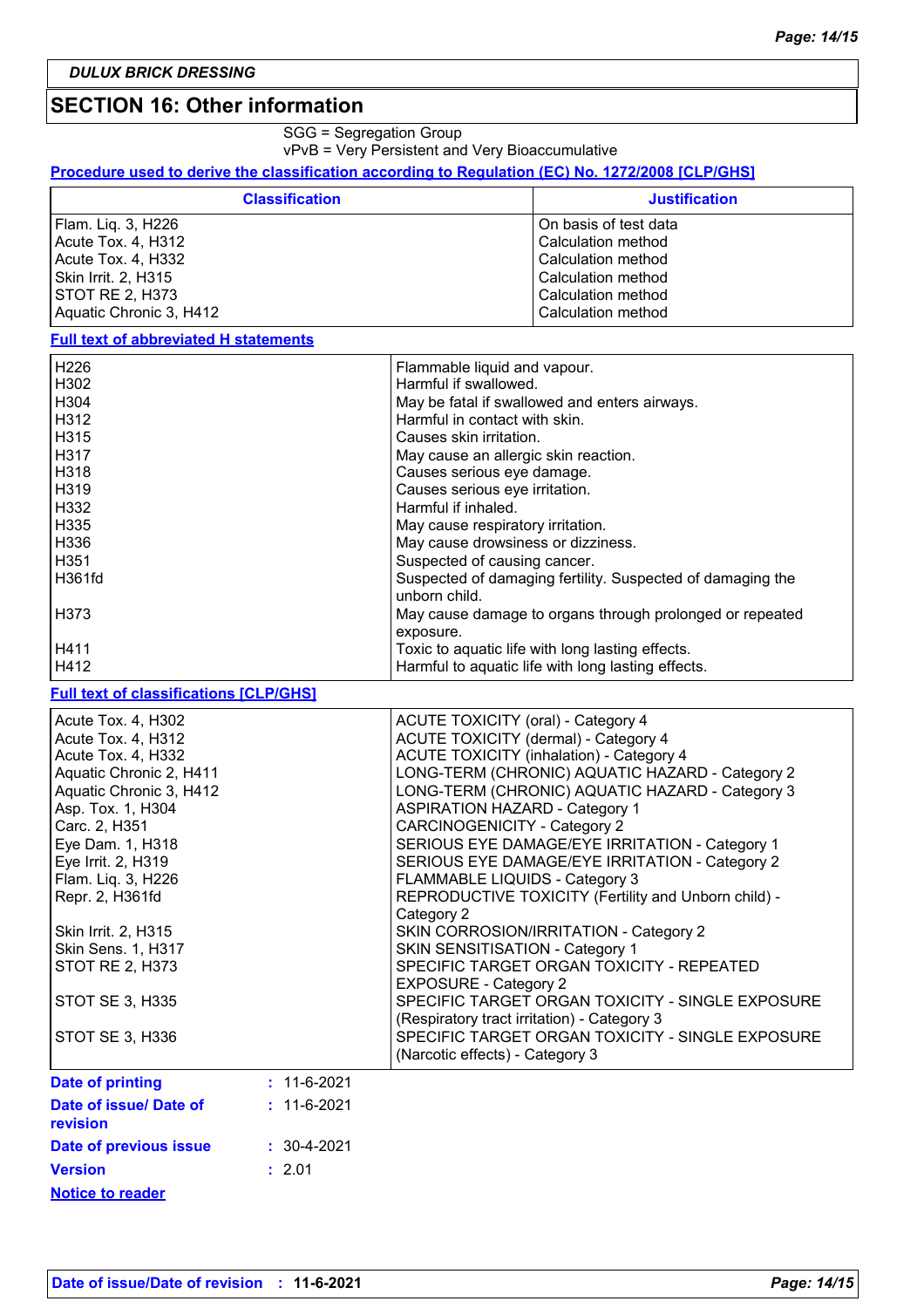## SECTION 16: Other information

SGG = Segregation Group
vPvB = Very Persistent and Very Bioaccumulative

**Procedure used to derive the classification according to Regulation (EC) No. 1272/2008 [CLP/GHS]**

| Classification | Justification |
|---|---|
| Flam. Liq. 3, H226 | On basis of test data |
| Acute Tox. 4, H312 | Calculation method |
| Acute Tox. 4, H332 | Calculation method |
| Skin Irrit. 2, H315 | Calculation method |
| STOT RE 2, H373 | Calculation method |
| Aquatic Chronic 3, H412 | Calculation method |

**Full text of abbreviated H statements**

| | |
|---|---|
| H226 | Flammable liquid and vapour. |
| H302 | Harmful if swallowed. |
| H304 | May be fatal if swallowed and enters airways. |
| H312 | Harmful in contact with skin. |
| H315 | Causes skin irritation. |
| H317 | May cause an allergic skin reaction. |
| H318 | Causes serious eye damage. |
| H319 | Causes serious eye irritation. |
| H332 | Harmful if inhaled. |
| H335 | May cause respiratory irritation. |
| H336 | May cause drowsiness or dizziness. |
| H351 | Suspected of causing cancer. |
| H361fd | Suspected of damaging fertility. Suspected of damaging the unborn child. |
| H373 | May cause damage to organs through prolonged or repeated exposure. |
| H411 | Toxic to aquatic life with long lasting effects. |
| H412 | Harmful to aquatic life with long lasting effects. |

**Full text of classifications [CLP/GHS]**

| | |
|---|---|
| Acute Tox. 4, H302 | ACUTE TOXICITY (oral) - Category 4 |
| Acute Tox. 4, H312 | ACUTE TOXICITY (dermal) - Category 4 |
| Acute Tox. 4, H332 | ACUTE TOXICITY (inhalation) - Category 4 |
| Aquatic Chronic 2, H411 | LONG-TERM (CHRONIC) AQUATIC HAZARD - Category 2 |
| Aquatic Chronic 3, H412 | LONG-TERM (CHRONIC) AQUATIC HAZARD - Category 3 |
| Asp. Tox. 1, H304 | ASPIRATION HAZARD - Category 1 |
| Carc. 2, H351 | CARCINOGENICITY - Category 2 |
| Eye Dam. 1, H318 | SERIOUS EYE DAMAGE/EYE IRRITATION - Category 1 |
| Eye Irrit. 2, H319 | SERIOUS EYE DAMAGE/EYE IRRITATION - Category 2 |
| Flam. Liq. 3, H226 | FLAMMABLE LIQUIDS - Category 3 |
| Repr. 2, H361fd | REPRODUCTIVE TOXICITY (Fertility and Unborn child) - Category 2 |
| Skin Irrit. 2, H315 | SKIN CORROSION/IRRITATION - Category 2 |
| Skin Sens. 1, H317 | SKIN SENSITISATION - Category 1 |
| STOT RE 2, H373 | SPECIFIC TARGET ORGAN TOXICITY - REPEATED EXPOSURE - Category 2 |
| STOT SE 3, H335 | SPECIFIC TARGET ORGAN TOXICITY - SINGLE EXPOSURE (Respiratory tract irritation) - Category 3 |
| STOT SE 3, H336 | SPECIFIC TARGET ORGAN TOXICITY - SINGLE EXPOSURE (Narcotic effects) - Category 3 |

**Date of printing** : 11-6-2021

**Date of issue/ Date of revision** : 11-6-2021

**Date of previous issue** : 30-4-2021

**Version** : 2.01

**Notice to reader**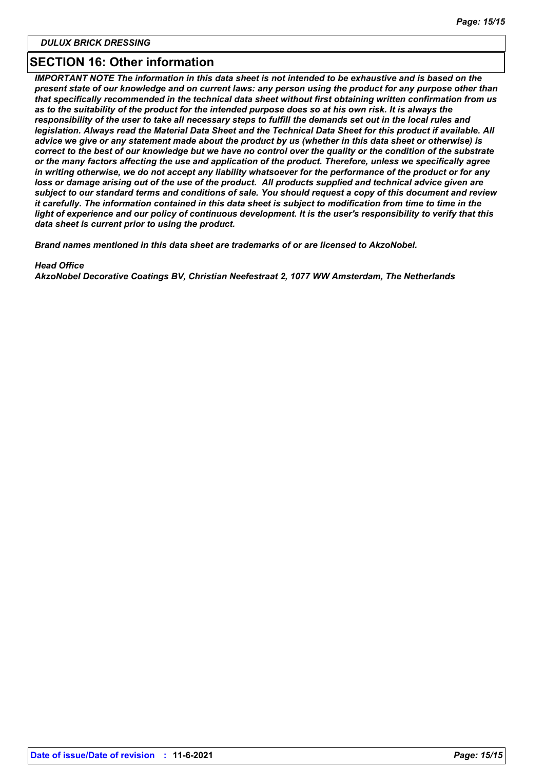## SECTION 16: Other information

***IMPORTANT NOTE The information in this data sheet is not intended to be exhaustive and is based on the present state of our knowledge and on current laws: any person using the product for any purpose other than that specifically recommended in the technical data sheet without first obtaining written confirmation from us as to the suitability of the product for the intended purpose does so at his own risk. It is always the responsibility of the user to take all necessary steps to fulfill the demands set out in the local rules and legislation. Always read the Material Data Sheet and the Technical Data Sheet for this product if available. All advice we give or any statement made about the product by us (whether in this data sheet or otherwise) is correct to the best of our knowledge but we have no control over the quality or the condition of the substrate or the many factors affecting the use and application of the product. Therefore, unless we specifically agree in writing otherwise, we do not accept any liability whatsoever for the performance of the product or for any loss or damage arising out of the use of the product. All products supplied and technical advice given are subject to our standard terms and conditions of sale. You should request a copy of this document and review it carefully. The information contained in this data sheet is subject to modification from time to time in the light of experience and our policy of continuous development. It is the user's responsibility to verify that this data sheet is current prior to using the product.***

***Brand names mentioned in this data sheet are trademarks of or are licensed to AkzoNobel.***

***Head Office***
***AkzoNobel Decorative Coatings BV, Christian Neefestraat 2, 1077 WW Amsterdam, The Netherlands***